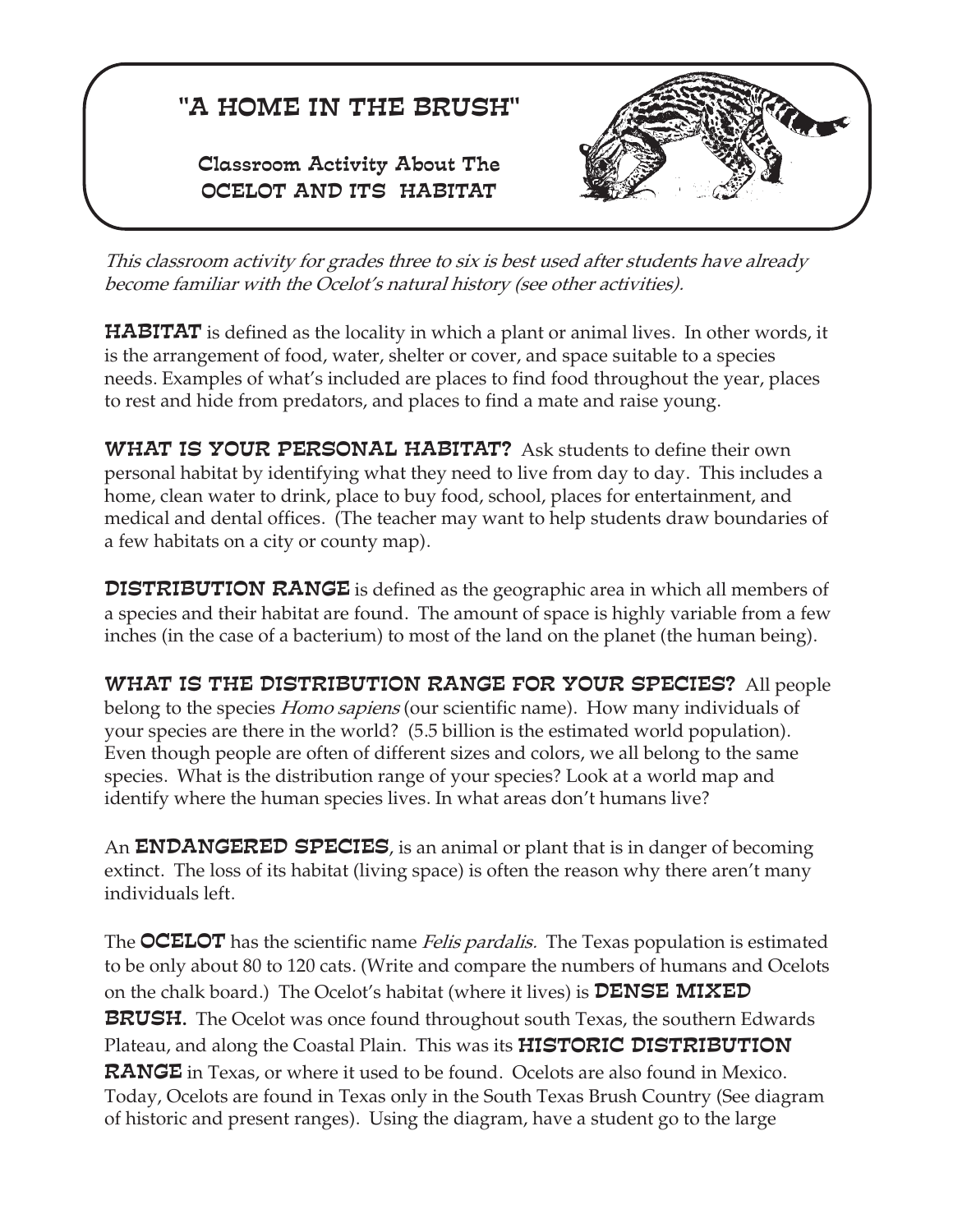# "A HOME IN THE BRUSH"

## Classroom Activity About The OCELOT AND ITS HABITAT

*This classroom activity for grades three to six is best used after students have already become familiar with the Ocelot's natural history (see other activities).*

**HABITAT** is defined as the locality in which a plant or animal lives. In other words, it is the arrangement of food, water, shelter or cover, and space suitable to a species needs. Examples of what's included are places to find food throughout the year, places to rest and hide from predators, and places to find a mate and raise young.

**WHAT IS YOUR PERSONAL HABITAT?** Ask students to define their own personal habitat by identifying what they need to live from day to day. This includes a home, clean water to drink, place to buy food, school, places for entertainment, and medical and dental offices. (The teacher may want to help students draw boundaries of a few habitats on a city or county map).

**DISTRIBUTION RANGE** is defined as the geographic area in which all members of a species and their habitat are found. The amount of space is highly variable from a few inches (in the case of a bacterium) to most of the land on the planet (the human being).

**WHAT IS THE DISTRIBUTION RANGE FOR YOUR SPECIES?** All people belong to the species *Homo sapiens* (our scientific name). How many individuals of your species are there in the world? (5.5 billion is the estimated world population). Even though people are often of different sizes and colors, we all belong to the same species. What is the distribution range of your species? Look at a world map and identify where the human species lives. In what areas don't humans live?

An **ENDANGERED SPECIES**, is an animal or plant that is in danger of becoming extinct. The loss of its habitat (living space) is often the reason why there aren't many individuals left.

The **OCELOT** has the scientific name *Felis pardalis.* The Texas population is estimated to be only about 80 to 120 cats. (Write and compare the numbers of humans and Ocelots on the chalk board.) The Ocelot's habitat (where it lives) is **DENSE MIXED BRUSH.** The Ocelot was once found throughout south Texas, the southern Edwards Plateau, and along the Coastal Plain. This was its **HISTORIC DISTRIBUTION RANGE** in Texas, or where it used to be found. Ocelots are also found in Mexico. Today, Ocelots are found in Texas only in the South Texas Brush Country (See diagram of historic and present ranges). Using the diagram, have a student go to the large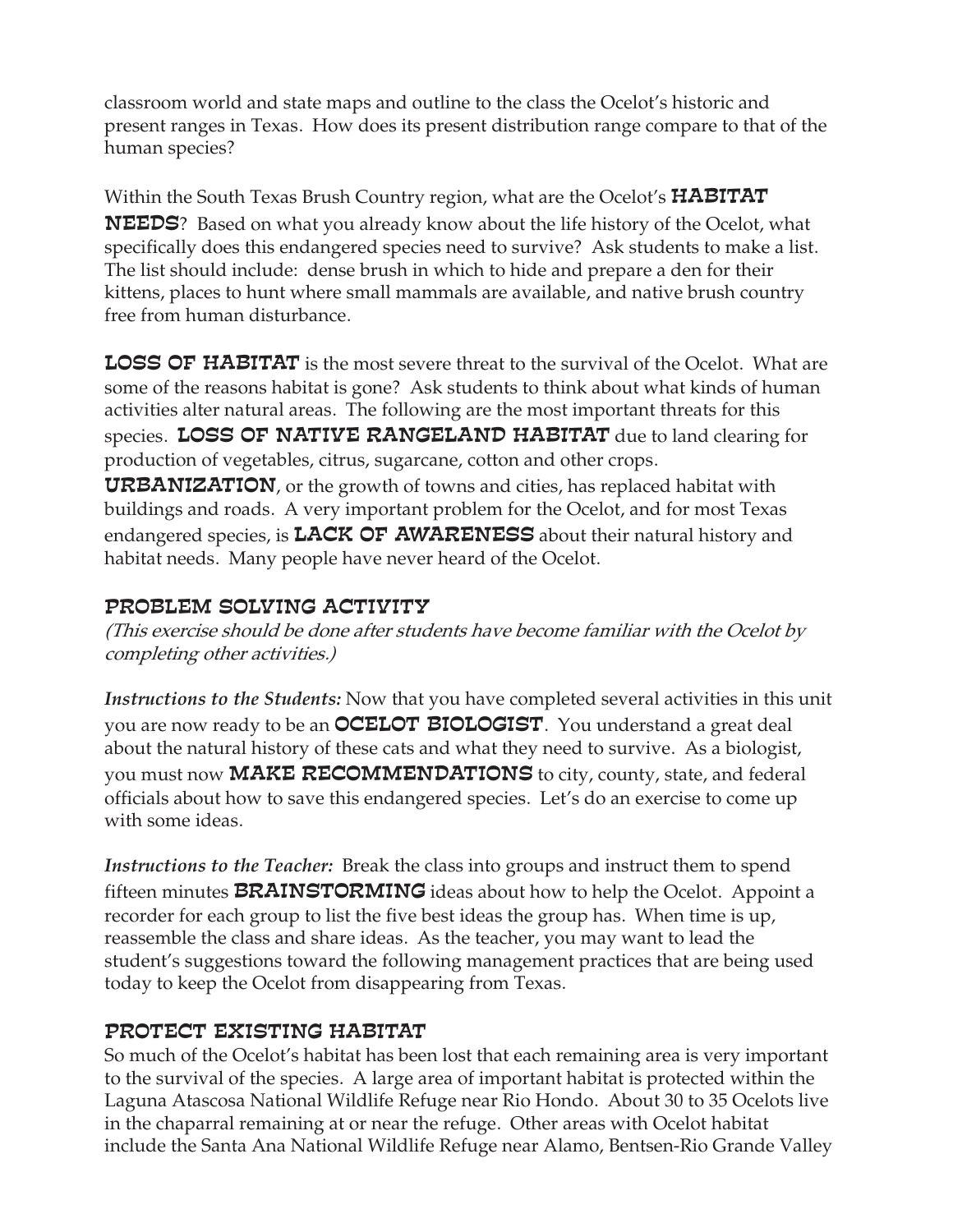classroom world and state maps and outline to the class the Ocelot's historic and present ranges in Texas. How does its present distribution range compare to that of the human species?

Within the South Texas Brush Country region, what are the Ocelot's **HABITAT NEEDS**? Based on what you already know about the life history of the Ocelot, what specifically does this endangered species need to survive? Ask students to make a list. The list should include: dense brush in which to hide and prepare a den for their kittens, places to hunt where small mammals are available, and native brush country free from human disturbance.

**LOSS OF HABITAT** is the most severe threat to the survival of the Ocelot. What are some of the reasons habitat is gone? Ask students to think about what kinds of human activities alter natural areas. The following are the most important threats for this species. **LOSS OF NATIVE RANGELAND HABITAT** due to land clearing for production of vegetables, citrus, sugarcane, cotton and other crops. **URBANIZATION**, or the growth of towns and cities, has replaced habitat with buildings and roads. A very important problem for the Ocelot, and for most Texas endangered species, is **LACK OF AWARENESS** about their natural history and habitat needs. Many people have never heard of the Ocelot.

## PROBLEM SOLVING ACTIVITY

*(This exercise should be done after students have become familiar with the Ocelot by completing other activities.)*

***Instructions to the Students:*** Now that you have completed several activities in this unit you are now ready to be an **OCELOT BIOLOGIST**. You understand a great deal about the natural history of these cats and what they need to survive. As a biologist, you must now **MAKE RECOMMENDATIONS** to city, county, state, and federal officials about how to save this endangered species. Let's do an exercise to come up with some ideas.

***Instructions to the Teacher:*** Break the class into groups and instruct them to spend fifteen minutes **BRAINSTORMING** ideas about how to help the Ocelot. Appoint a recorder for each group to list the five best ideas the group has. When time is up, reassemble the class and share ideas. As the teacher, you may want to lead the student's suggestions toward the following management practices that are being used today to keep the Ocelot from disappearing from Texas.

## PROTECT EXISTING HABITAT

So much of the Ocelot's habitat has been lost that each remaining area is very important to the survival of the species. A large area of important habitat is protected within the Laguna Atascosa National Wildlife Refuge near Rio Hondo. About 30 to 35 Ocelots live in the chaparral remaining at or near the refuge. Other areas with Ocelot habitat include the Santa Ana National Wildlife Refuge near Alamo, Bentsen-Rio Grande Valley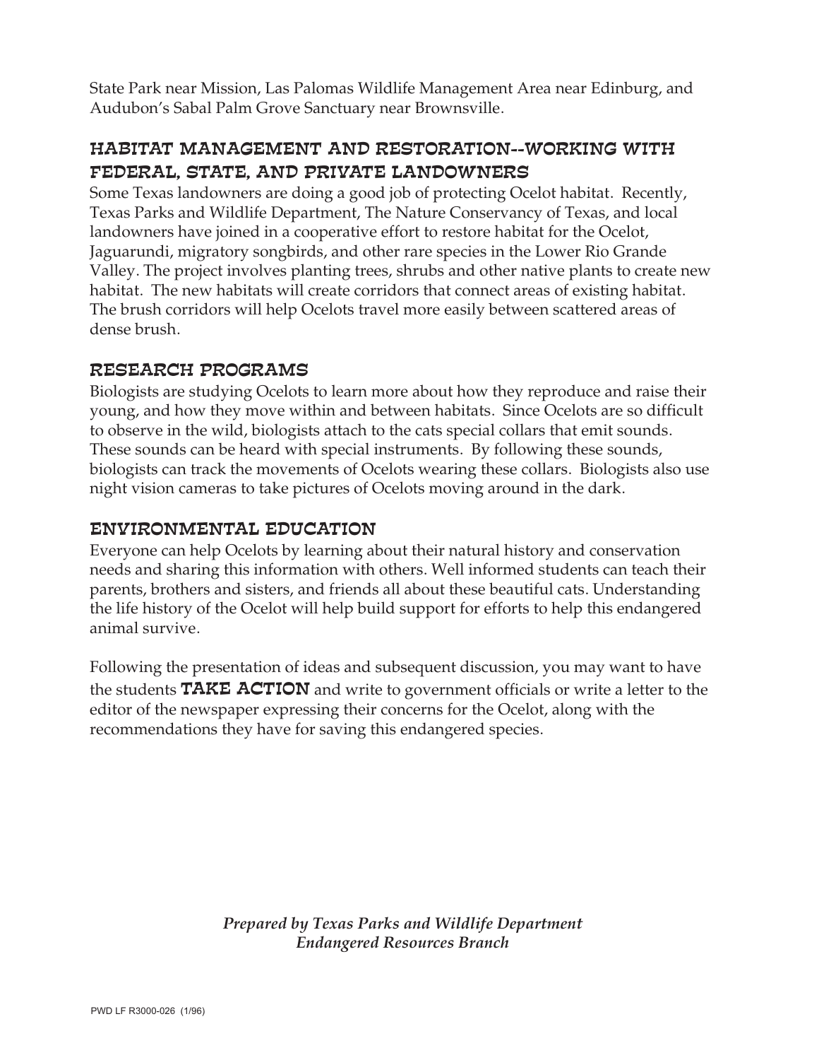State Park near Mission, Las Palomas Wildlife Management Area near Edinburg, and Audubon's Sabal Palm Grove Sanctuary near Brownsville.

## HABITAT MANAGEMENT AND RESTORATION--WORKING WITH FEDERAL, STATE, AND PRIVATE LANDOWNERS

Some Texas landowners are doing a good job of protecting Ocelot habitat. Recently, Texas Parks and Wildlife Department, The Nature Conservancy of Texas, and local landowners have joined in a cooperative effort to restore habitat for the Ocelot, Jaguarundi, migratory songbirds, and other rare species in the Lower Rio Grande Valley. The project involves planting trees, shrubs and other native plants to create new habitat. The new habitats will create corridors that connect areas of existing habitat. The brush corridors will help Ocelots travel more easily between scattered areas of dense brush.

## RESEARCH PROGRAMS

Biologists are studying Ocelots to learn more about how they reproduce and raise their young, and how they move within and between habitats. Since Ocelots are so difficult to observe in the wild, biologists attach to the cats special collars that emit sounds. These sounds can be heard with special instruments. By following these sounds, biologists can track the movements of Ocelots wearing these collars. Biologists also use night vision cameras to take pictures of Ocelots moving around in the dark.

## ENVIRONMENTAL EDUCATION

Everyone can help Ocelots by learning about their natural history and conservation needs and sharing this information with others. Well informed students can teach their parents, brothers and sisters, and friends all about these beautiful cats. Understanding the life history of the Ocelot will help build support for efforts to help this endangered animal survive.

Following the presentation of ideas and subsequent discussion, you may want to have the students **TAKE ACTION** and write to government officials or write a letter to the editor of the newspaper expressing their concerns for the Ocelot, along with the recommendations they have for saving this endangered species.

***Prepared by Texas Parks and Wildlife Department***
***Endangered Resources Branch***

PWD LF R3000-026 (1/96)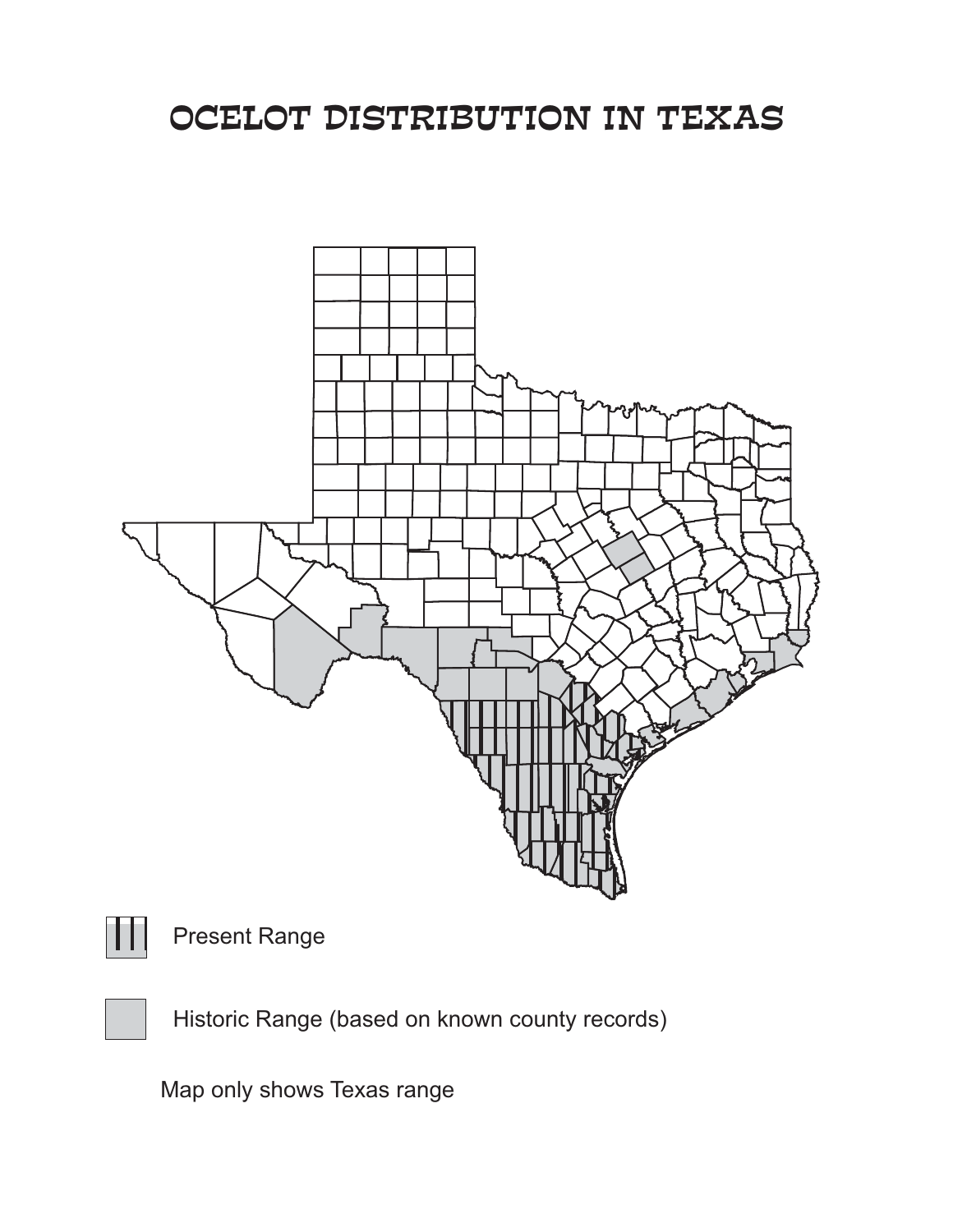# OCELOT DISTRIBUTION IN TEXAS

Present Range

Historic Range (based on known county records)

Map only shows Texas range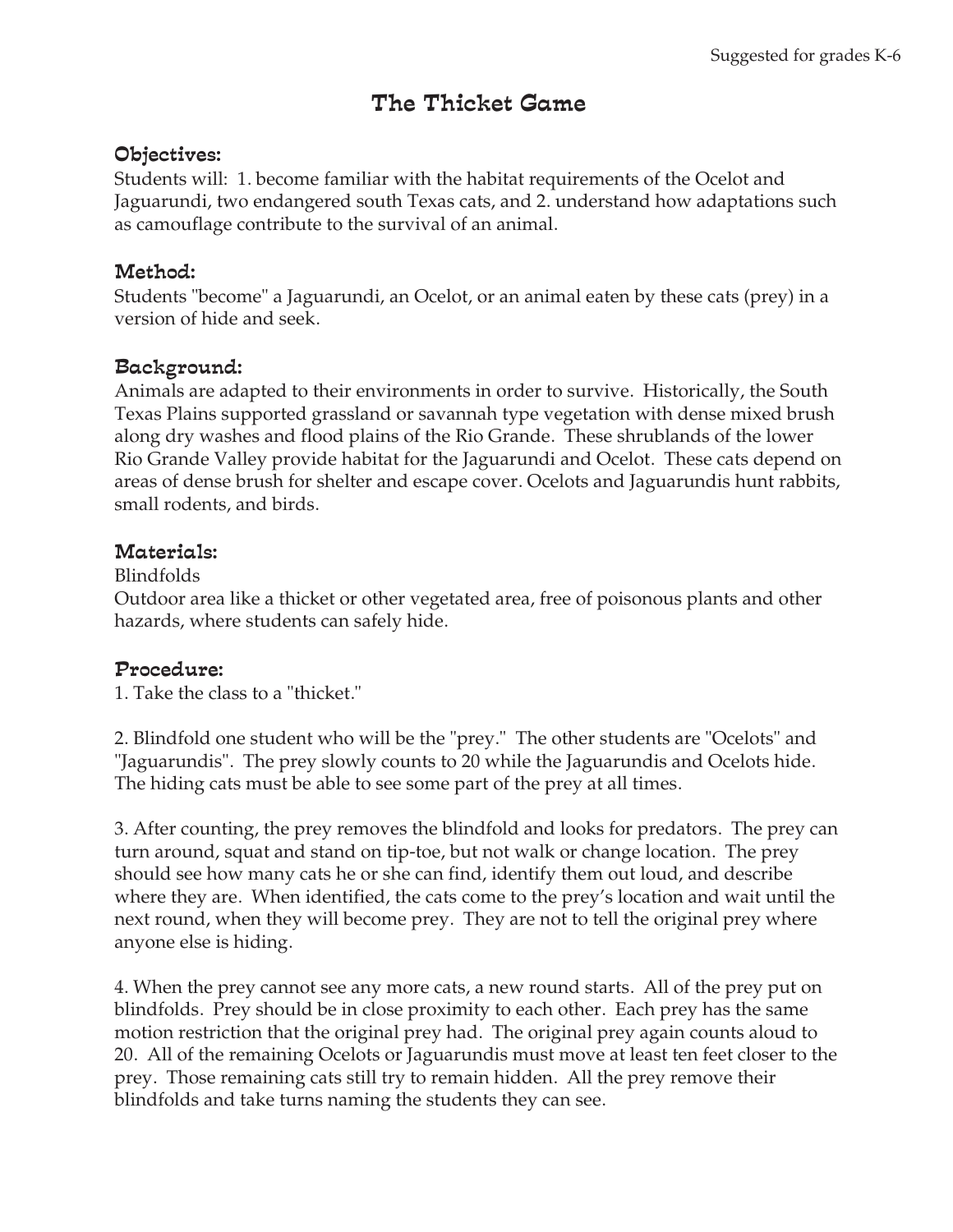Suggested for grades K-6

# The Thicket Game

## Objectives:

Students will: 1. become familiar with the habitat requirements of the Ocelot and Jaguarundi, two endangered south Texas cats, and 2. understand how adaptations such as camouflage contribute to the survival of an animal.

## Method:

Students "become" a Jaguarundi, an Ocelot, or an animal eaten by these cats (prey) in a version of hide and seek.

## Background:

Animals are adapted to their environments in order to survive. Historically, the South Texas Plains supported grassland or savannah type vegetation with dense mixed brush along dry washes and flood plains of the Rio Grande. These shrublands of the lower Rio Grande Valley provide habitat for the Jaguarundi and Ocelot. These cats depend on areas of dense brush for shelter and escape cover. Ocelots and Jaguarundis hunt rabbits, small rodents, and birds.

## Materials:

Blindfolds

Outdoor area like a thicket or other vegetated area, free of poisonous plants and other hazards, where students can safely hide.

## Procedure:

1. Take the class to a "thicket."

2. Blindfold one student who will be the "prey." The other students are "Ocelots" and "Jaguarundis". The prey slowly counts to 20 while the Jaguarundis and Ocelots hide. The hiding cats must be able to see some part of the prey at all times.

3. After counting, the prey removes the blindfold and looks for predators. The prey can turn around, squat and stand on tip-toe, but not walk or change location. The prey should see how many cats he or she can find, identify them out loud, and describe where they are. When identified, the cats come to the prey's location and wait until the next round, when they will become prey. They are not to tell the original prey where anyone else is hiding.

4. When the prey cannot see any more cats, a new round starts. All of the prey put on blindfolds. Prey should be in close proximity to each other. Each prey has the same motion restriction that the original prey had. The original prey again counts aloud to 20. All of the remaining Ocelots or Jaguarundis must move at least ten feet closer to the prey. Those remaining cats still try to remain hidden. All the prey remove their blindfolds and take turns naming the students they can see.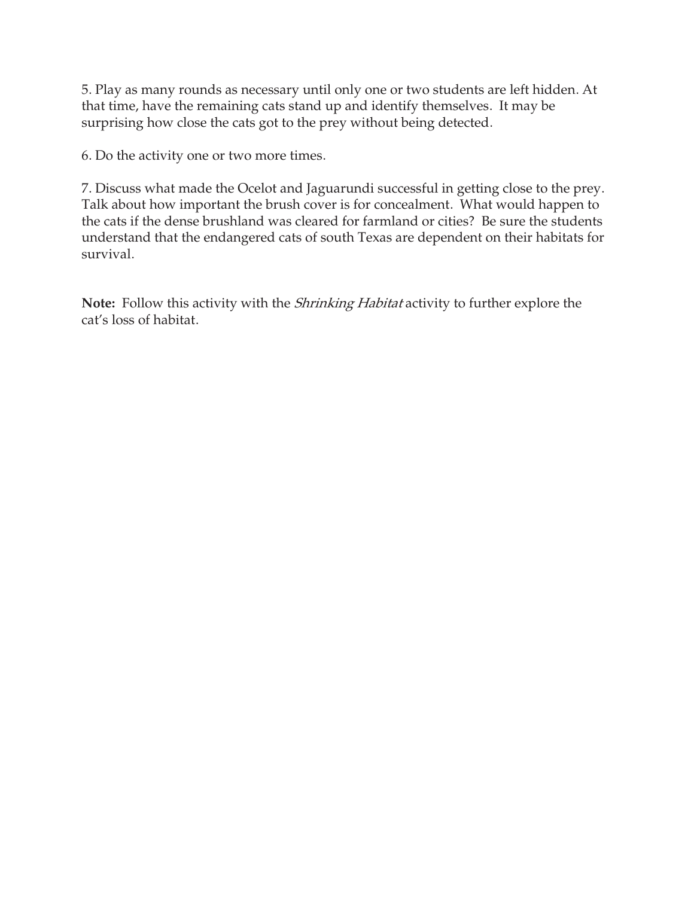5. Play as many rounds as necessary until only one or two students are left hidden. At that time, have the remaining cats stand up and identify themselves. It may be surprising how close the cats got to the prey without being detected.

6. Do the activity one or two more times.

7. Discuss what made the Ocelot and Jaguarundi successful in getting close to the prey. Talk about how important the brush cover is for concealment. What would happen to the cats if the dense brushland was cleared for farmland or cities? Be sure the students understand that the endangered cats of south Texas are dependent on their habitats for survival.

**Note:** Follow this activity with the *Shrinking Habitat* activity to further explore the cat's loss of habitat.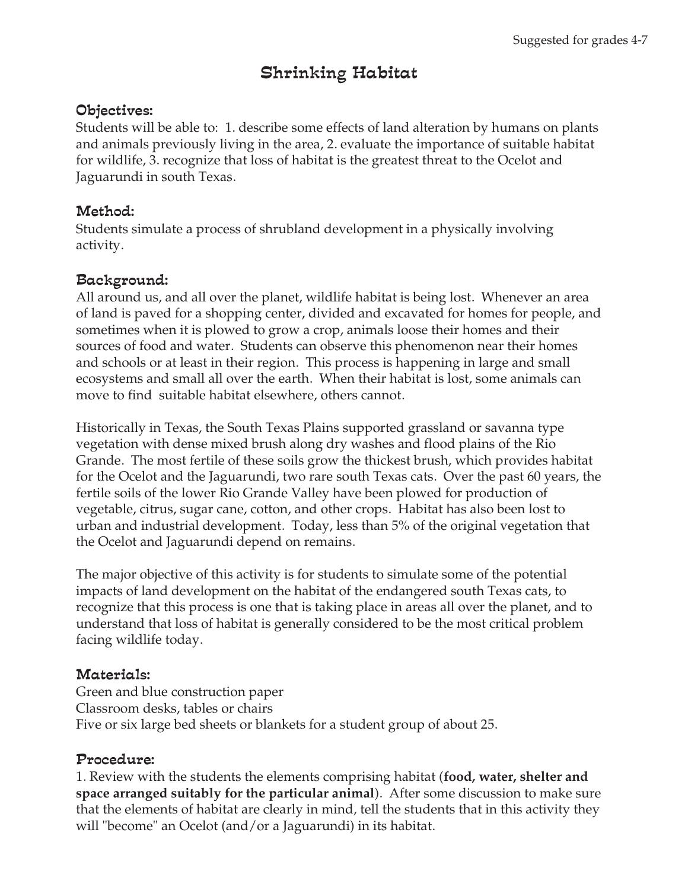Suggested for grades 4-7

# Shrinking Habitat

## Objectives:

Students will be able to: 1. describe some effects of land alteration by humans on plants and animals previously living in the area, 2. evaluate the importance of suitable habitat for wildlife, 3. recognize that loss of habitat is the greatest threat to the Ocelot and Jaguarundi in south Texas.

## Method:

Students simulate a process of shrubland development in a physically involving activity.

## Background:

All around us, and all over the planet, wildlife habitat is being lost. Whenever an area of land is paved for a shopping center, divided and excavated for homes for people, and sometimes when it is plowed to grow a crop, animals loose their homes and their sources of food and water. Students can observe this phenomenon near their homes and schools or at least in their region. This process is happening in large and small ecosystems and small all over the earth. When their habitat is lost, some animals can move to find suitable habitat elsewhere, others cannot.

Historically in Texas, the South Texas Plains supported grassland or savanna type vegetation with dense mixed brush along dry washes and flood plains of the Rio Grande. The most fertile of these soils grow the thickest brush, which provides habitat for the Ocelot and the Jaguarundi, two rare south Texas cats. Over the past 60 years, the fertile soils of the lower Rio Grande Valley have been plowed for production of vegetable, citrus, sugar cane, cotton, and other crops. Habitat has also been lost to urban and industrial development. Today, less than 5% of the original vegetation that the Ocelot and Jaguarundi depend on remains.

The major objective of this activity is for students to simulate some of the potential impacts of land development on the habitat of the endangered south Texas cats, to recognize that this process is one that is taking place in areas all over the planet, and to understand that loss of habitat is generally considered to be the most critical problem facing wildlife today.

## Materials:

Green and blue construction paper
Classroom desks, tables or chairs
Five or six large bed sheets or blankets for a student group of about 25.

## Procedure:

1. Review with the students the elements comprising habitat (**food, water, shelter and space arranged suitably for the particular animal**). After some discussion to make sure that the elements of habitat are clearly in mind, tell the students that in this activity they will "become" an Ocelot (and/or a Jaguarundi) in its habitat.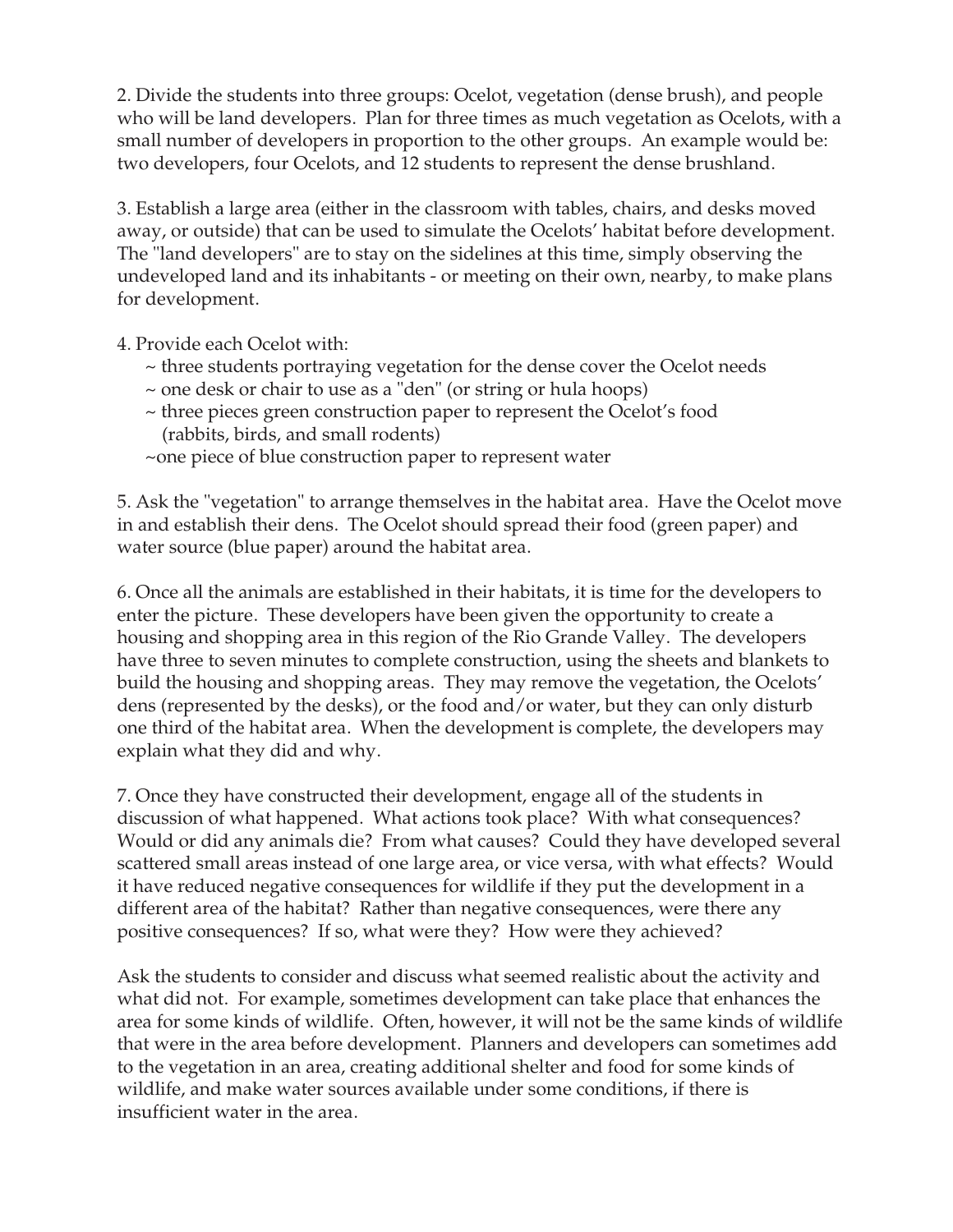2. Divide the students into three groups: Ocelot, vegetation (dense brush), and people who will be land developers. Plan for three times as much vegetation as Ocelots, with a small number of developers in proportion to the other groups. An example would be: two developers, four Ocelots, and 12 students to represent the dense brushland.

3. Establish a large area (either in the classroom with tables, chairs, and desks moved away, or outside) that can be used to simulate the Ocelots' habitat before development. The "land developers" are to stay on the sidelines at this time, simply observing the undeveloped land and its inhabitants - or meeting on their own, nearby, to make plans for development.

4. Provide each Ocelot with:

~ three students portraying vegetation for the dense cover the Ocelot needs
~ one desk or chair to use as a "den" (or string or hula hoops)
~ three pieces green construction paper to represent the Ocelot's food (rabbits, birds, and small rodents)
~one piece of blue construction paper to represent water

5. Ask the "vegetation" to arrange themselves in the habitat area. Have the Ocelot move in and establish their dens. The Ocelot should spread their food (green paper) and water source (blue paper) around the habitat area.

6. Once all the animals are established in their habitats, it is time for the developers to enter the picture. These developers have been given the opportunity to create a housing and shopping area in this region of the Rio Grande Valley. The developers have three to seven minutes to complete construction, using the sheets and blankets to build the housing and shopping areas. They may remove the vegetation, the Ocelots' dens (represented by the desks), or the food and/or water, but they can only disturb one third of the habitat area. When the development is complete, the developers may explain what they did and why.

7. Once they have constructed their development, engage all of the students in discussion of what happened. What actions took place? With what consequences? Would or did any animals die? From what causes? Could they have developed several scattered small areas instead of one large area, or vice versa, with what effects? Would it have reduced negative consequences for wildlife if they put the development in a different area of the habitat? Rather than negative consequences, were there any positive consequences? If so, what were they? How were they achieved?

Ask the students to consider and discuss what seemed realistic about the activity and what did not. For example, sometimes development can take place that enhances the area for some kinds of wildlife. Often, however, it will not be the same kinds of wildlife that were in the area before development. Planners and developers can sometimes add to the vegetation in an area, creating additional shelter and food for some kinds of wildlife, and make water sources available under some conditions, if there is insufficient water in the area.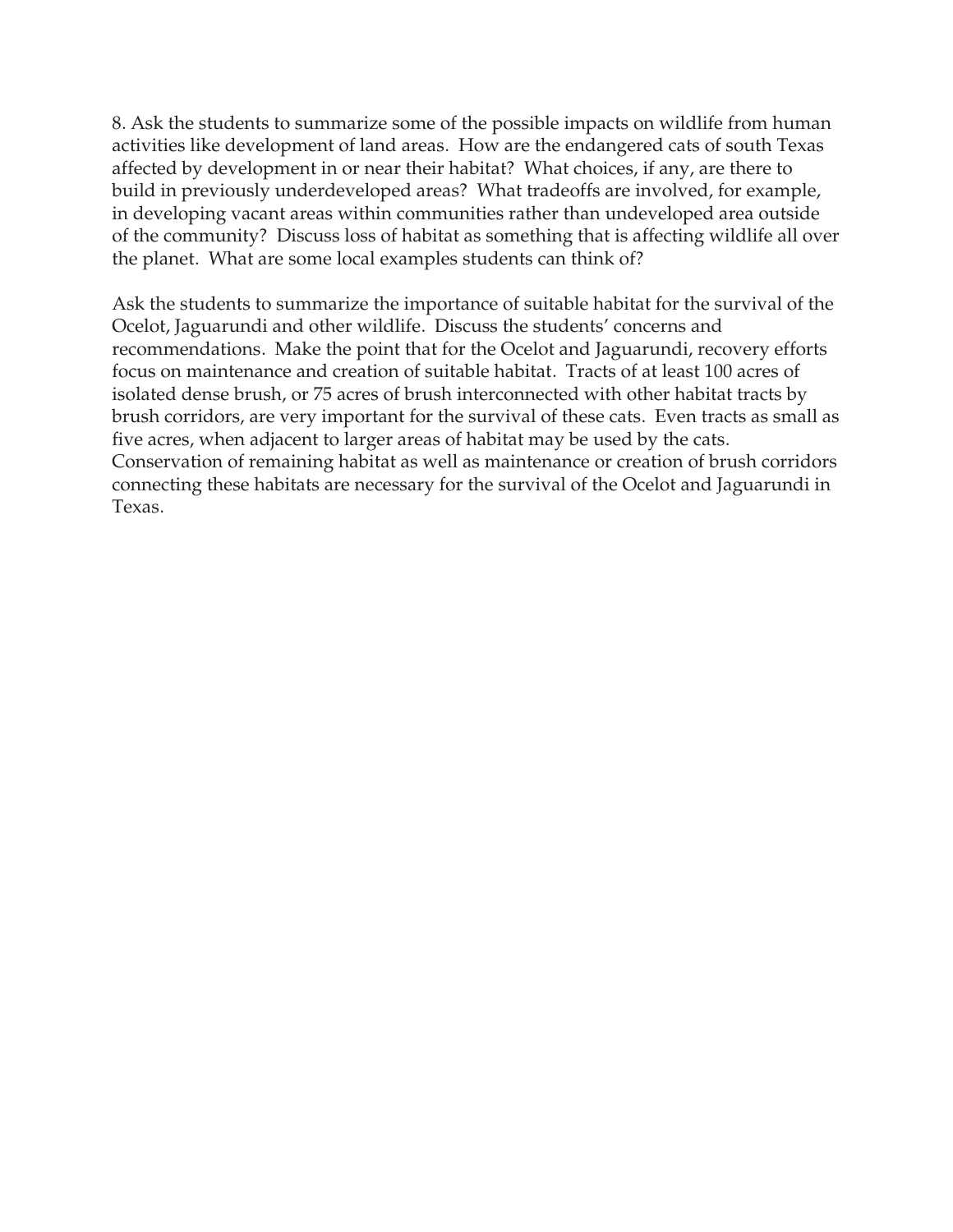8. Ask the students to summarize some of the possible impacts on wildlife from human activities like development of land areas. How are the endangered cats of south Texas affected by development in or near their habitat? What choices, if any, are there to build in previously underdeveloped areas? What tradeoffs are involved, for example, in developing vacant areas within communities rather than undeveloped area outside of the community? Discuss loss of habitat as something that is affecting wildlife all over the planet. What are some local examples students can think of?

Ask the students to summarize the importance of suitable habitat for the survival of the Ocelot, Jaguarundi and other wildlife. Discuss the students' concerns and recommendations. Make the point that for the Ocelot and Jaguarundi, recovery efforts focus on maintenance and creation of suitable habitat. Tracts of at least 100 acres of isolated dense brush, or 75 acres of brush interconnected with other habitat tracts by brush corridors, are very important for the survival of these cats. Even tracts as small as five acres, when adjacent to larger areas of habitat may be used by the cats. Conservation of remaining habitat as well as maintenance or creation of brush corridors connecting these habitats are necessary for the survival of the Ocelot and Jaguarundi in Texas.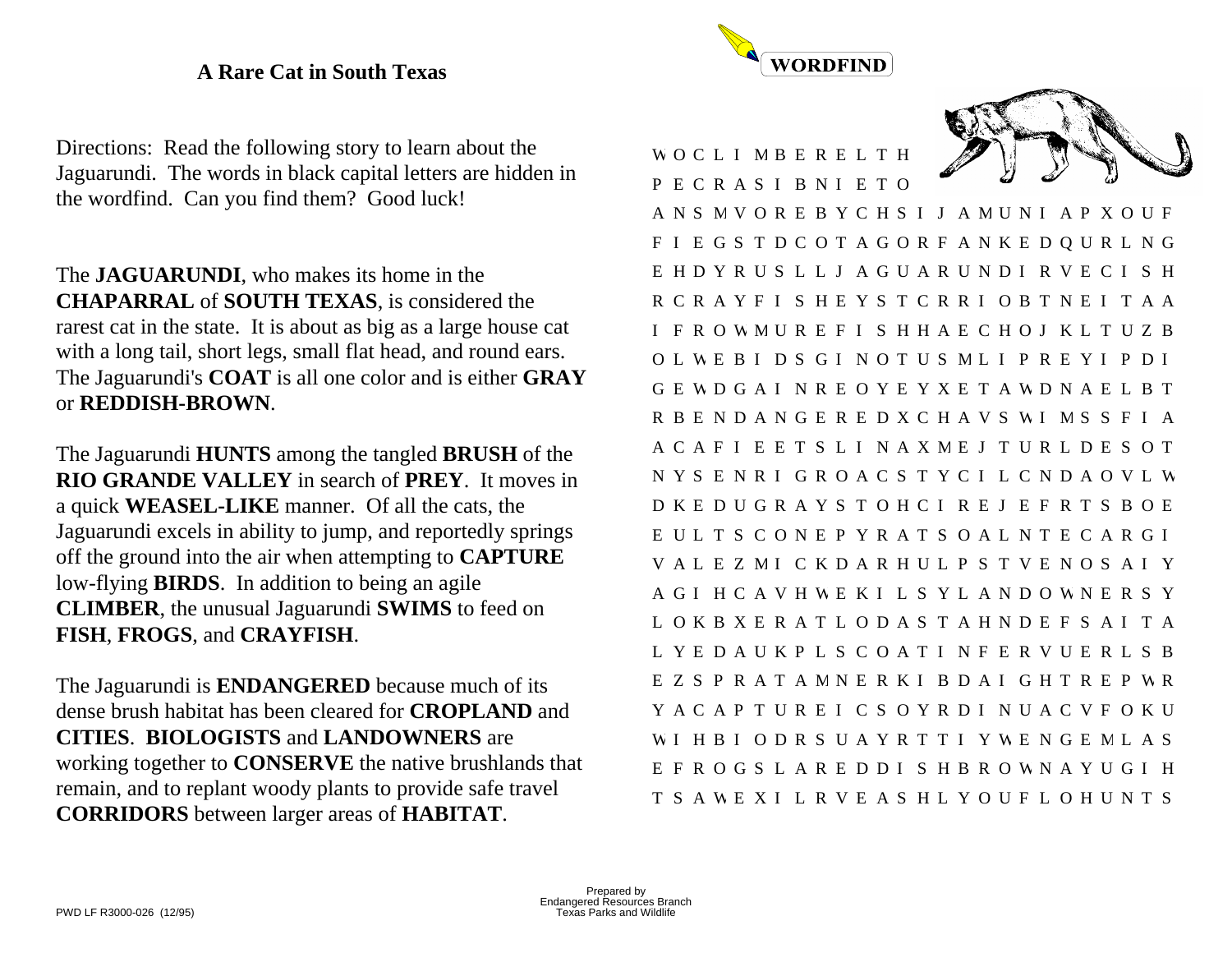## A Rare Cat in South Texas

**WORDFIND**

Directions: Read the following story to learn about the Jaguarundi. The words in black capital letters are hidden in the wordfind. Can you find them? Good luck!

The **JAGUARUNDI**, who makes its home in the **CHAPARRAL** of **SOUTH TEXAS**, is considered the rarest cat in the state. It is about as big as a large house cat with a long tail, short legs, small flat head, and round ears. The Jaguarundi's **COAT** is all one color and is either **GRAY** or **REDDISH-BROWN**.

The Jaguarundi **HUNTS** among the tangled **BRUSH** of the **RIO GRANDE VALLEY** in search of **PREY**. It moves in a quick **WEASEL-LIKE** manner. Of all the cats, the Jaguarundi excels in ability to jump, and reportedly springs off the ground into the air when attempting to **CAPTURE** low-flying **BIRDS**. In addition to being an agile **CLIMBER**, the unusual Jaguarundi **SWIMS** to feed on **FISH**, **FROGS**, and **CRAYFISH**.

The Jaguarundi is **ENDANGERED** because much of its dense brush habitat has been cleared for **CROPLAND** and **CITIES**. **BIOLOGISTS** and **LANDOWNERS** are working together to **CONSERVE** the native brushlands that remain, and to replant woody plants to provide safe travel **CORRIDORS** between larger areas of **HABITAT**.

```
W O C L I M B E R E L T H
P E C R A S I B N I E T O
A N S M V O R E B Y C H S I J A M U N I A P X O U F
F I E G S T D C O T A G O R F A N K E D Q U R L N G
E H D Y R U S L L J A G U A R U N D I R V E C I S H
R C R A Y F I S H E Y S T C R R I O B T N E I T A A
I F R O W M U R E F I S H H A E C H O J K L T U Z B
O L W E B I D S G I N O T U S M L I P R E Y I P D I
G E W D G A I N R E O Y E Y X E T A W D N A E L B T
R B E N D A N G E R E D X C H A V S W I M S S F I A
A C A F I E E T S L I N A X M E J T U R L D E S O T
N Y S E N R I G R O A C S T Y C I L C N D A O V L W
D K E D U G R A Y S T O H C I R E J E F R T S B O E
E U L T S C O N E P Y R A T S O A L N T E C A R G I
V A L E Z M I C K D A R H U L P S T V E N O S A I Y
A G I H C A V H W E K I L S Y L A N D O W N E R S Y
L O K B X E R A T L O D A S T A H N D E F S A I T A
L Y E D A U K P L S C O A T I N F E R V U E R L S B
E Z S P R A T A M N E R K I B D A I G H T R E P W R
Y A C A P T U R E I C S O Y R D I N U A C V F O K U
W I H B I O D R S U A Y R T T I Y W E N G E M L A S
E F R O G S L A R E D D I S H B R O W N A Y U G I H
T S A W E X I L R V E A S H L Y O U F L O H U N T S
```

PWD LF R3000-026 (12/95)

Prepared by
Endangered Resources Branch
Texas Parks and Wildlife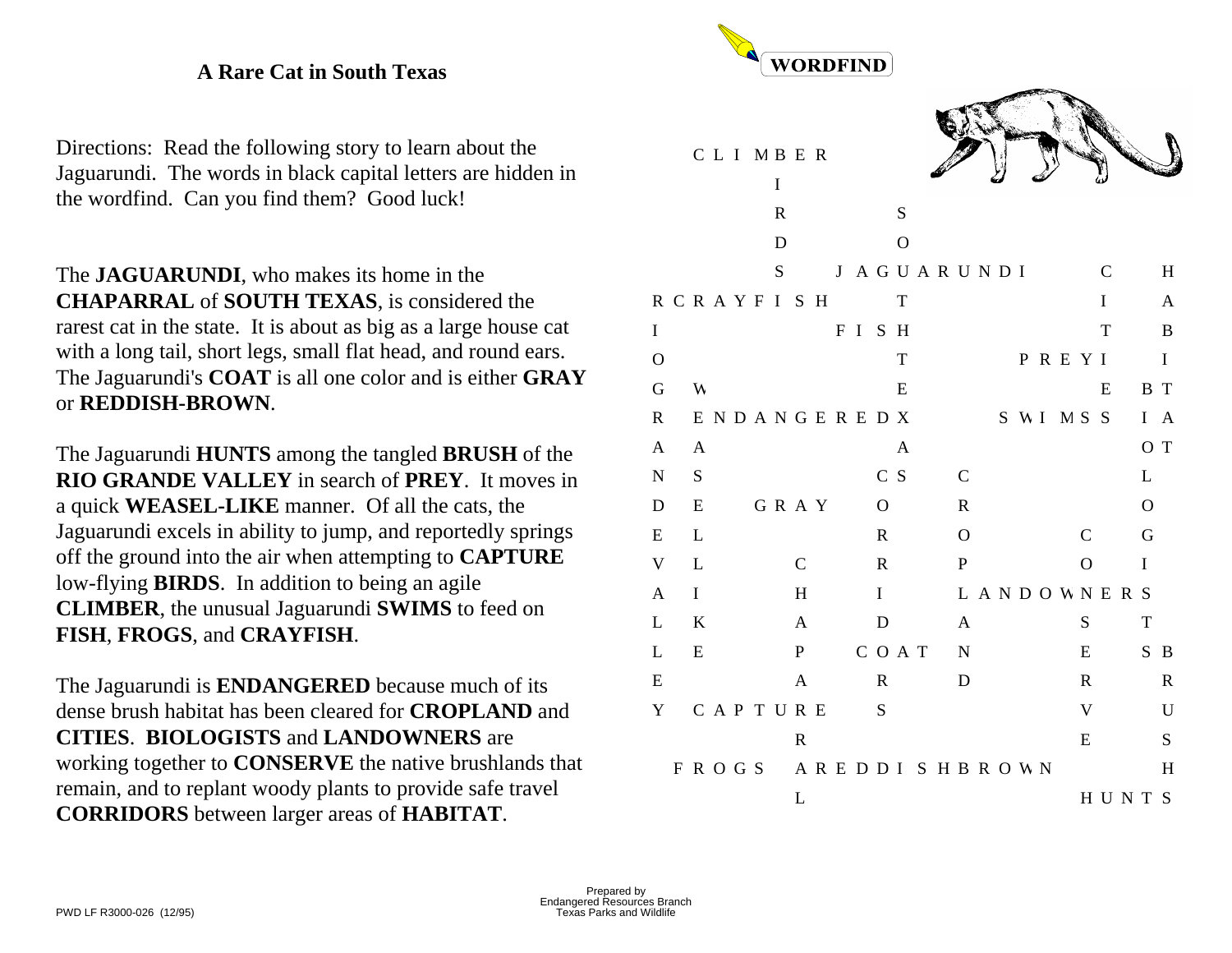# A Rare Cat in South Texas

Directions: Read the following story to learn about the Jaguarundi. The words in black capital letters are hidden in the wordfind. Can you find them? Good luck!

The **JAGUARUNDI**, who makes its home in the **CHAPARRAL** of **SOUTH TEXAS**, is considered the rarest cat in the state. It is about as big as a large house cat with a long tail, short legs, small flat head, and round ears. The Jaguarundi's **COAT** is all one color and is either **GRAY** or **REDDISH-BROWN**.

The Jaguarundi **HUNTS** among the tangled **BRUSH** of the **RIO GRANDE VALLEY** in search of **PREY**. It moves in a quick **WEASEL-LIKE** manner. Of all the cats, the Jaguarundi excels in ability to jump, and reportedly springs off the ground into the air when attempting to **CAPTURE** low-flying **BIRDS**. In addition to being an agile **CLIMBER**, the unusual Jaguarundi **SWIMS** to feed on **FISH**, **FROGS**, and **CRAYFISH**.

The Jaguarundi is **ENDANGERED** because much of its dense brush habitat has been cleared for **CROPLAND** and **CITIES**. **BIOLOGISTS** and **LANDOWNERS** are working together to **CONSERVE** the native brushlands that remain, and to replant woody plants to provide safe travel **CORRIDORS** between larger areas of **HABITAT**.

## WORDFIND

```
    C L I M B E R
            I
            R           S
            D           O
            S     J A G U A R U N D I       C     H
R C R A Y F I S H       T                   I     A
I                 F I S H                   T     B
O                       T           P R E Y I     I
G   W                   E                   E   B T
R   E N D A N G E R E D X         S W I M S S   I A
A   A                   A                       O T
N   S                 C S     C                 L
D   E     G R A Y     O       R                 O
E   L                 R       O           C     G
V   L         C       R       P           O     I
A   I         H       I       L A N D O W N E R S
L   K         A       D       A           S     T
L   E         P     C O A T   N           E     S B
E             A       R       D           R       R
Y   C A P T U R E     S                   V       U
              R                           E       S
  F R O G S   A R E D D I S H B R O W N           H
              L                           H U N T S
```

PWD LF R3000-026 (12/95)

Prepared by
Endangered Resources Branch
Texas Parks and Wildlife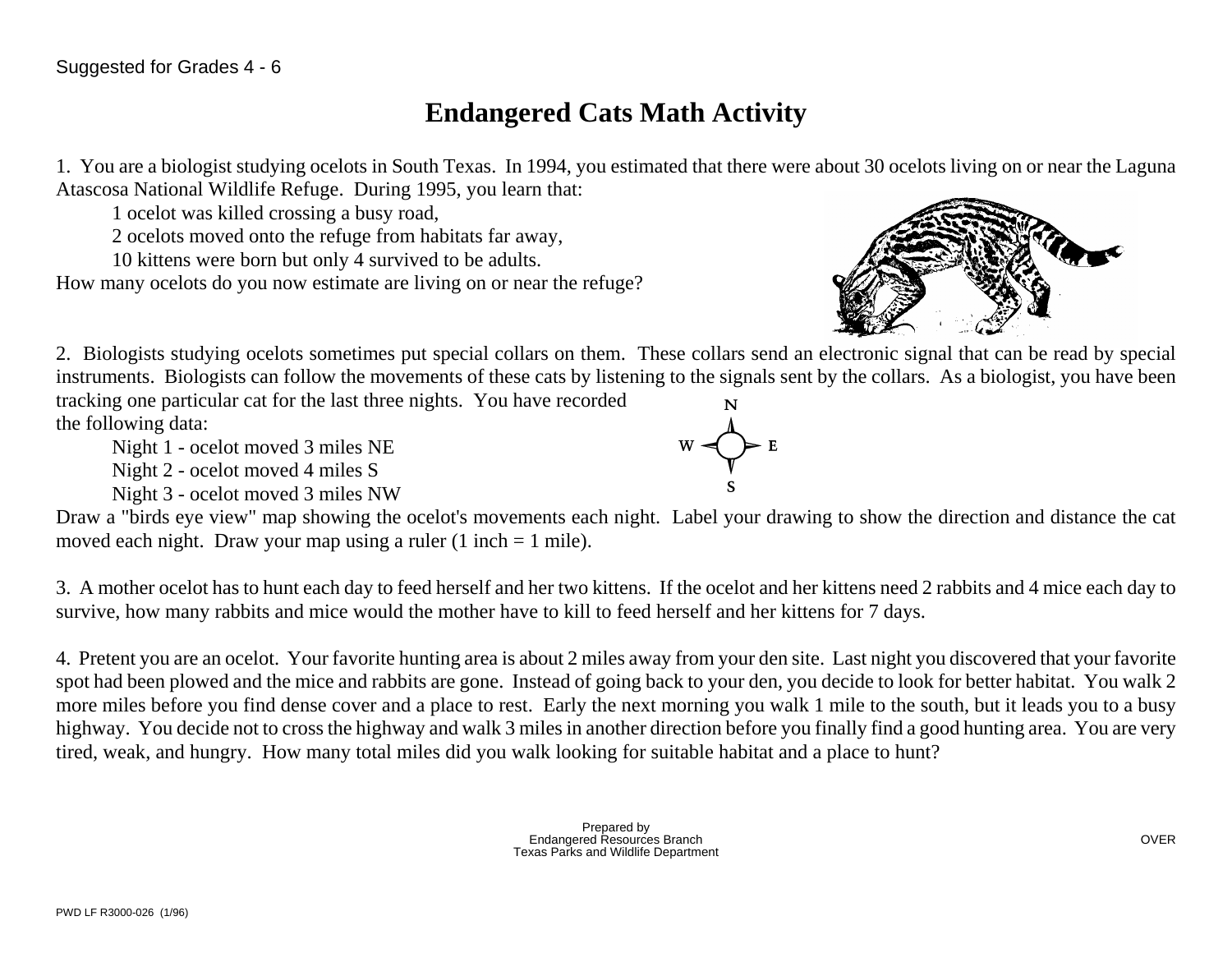Suggested for Grades 4 - 6

# Endangered Cats Math Activity

1. You are a biologist studying ocelots in South Texas. In 1994, you estimated that there were about 30 ocelots living on or near the Laguna Atascosa National Wildlife Refuge. During 1995, you learn that:

   1 ocelot was killed crossing a busy road,

   2 ocelots moved onto the refuge from habitats far away,

   10 kittens were born but only 4 survived to be adults.

How many ocelots do you now estimate are living on or near the refuge?

2. Biologists studying ocelots sometimes put special collars on them. These collars send an electronic signal that can be read by special instruments. Biologists can follow the movements of these cats by listening to the signals sent by the collars. As a biologist, you have been tracking one particular cat for the last three nights. You have recorded the following data:

   Night 1 - ocelot moved 3 miles NE

   Night 2 - ocelot moved 4 miles S

   Night 3 - ocelot moved 3 miles NW

N

W E

S

Draw a "birds eye view" map showing the ocelot's movements each night. Label your drawing to show the direction and distance the cat moved each night. Draw your map using a ruler (1 inch = 1 mile).

3. A mother ocelot has to hunt each day to feed herself and her two kittens. If the ocelot and her kittens need 2 rabbits and 4 mice each day to survive, how many rabbits and mice would the mother have to kill to feed herself and her kittens for 7 days.

4. Pretent you are an ocelot. Your favorite hunting area is about 2 miles away from your den site. Last night you discovered that your favorite spot had been plowed and the mice and rabbits are gone. Instead of going back to your den, you decide to look for better habitat. You walk 2 more miles before you find dense cover and a place to rest. Early the next morning you walk 1 mile to the south, but it leads you to a busy highway. You decide not to cross the highway and walk 3 miles in another direction before you finally find a good hunting area. You are very tired, weak, and hungry. How many total miles did you walk looking for suitable habitat and a place to hunt?

Prepared by
Endangered Resources Branch
Texas Parks and Wildlife Department

OVER

PWD LF R3000-026 (1/96)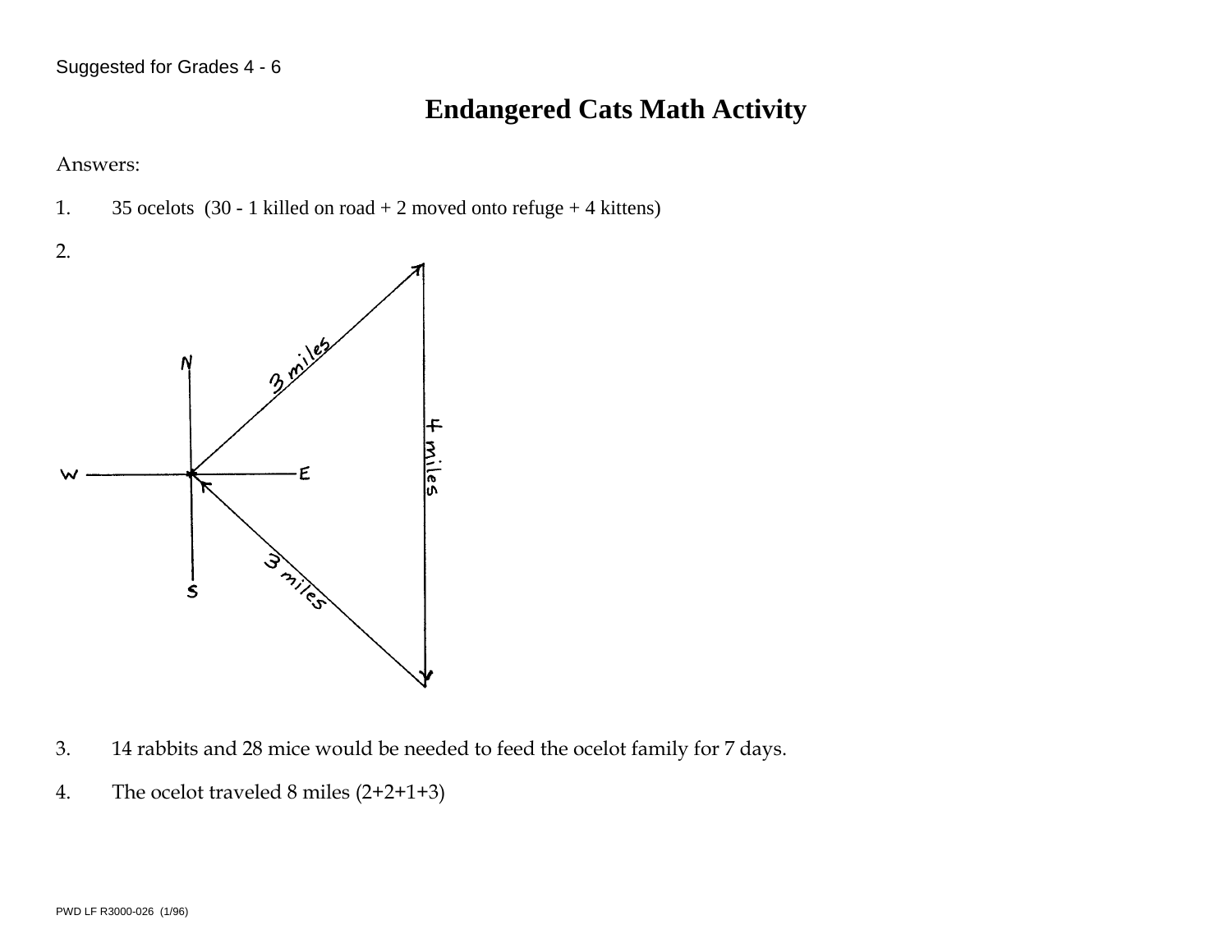Suggested for Grades 4 - 6

# Endangered Cats Math Activity

Answers:

1. 35 ocelots (30 - 1 killed on road + 2 moved onto refuge + 4 kittens)

2.

3. 14 rabbits and 28 mice would be needed to feed the ocelot family for 7 days.

4. The ocelot traveled 8 miles (2+2+1+3)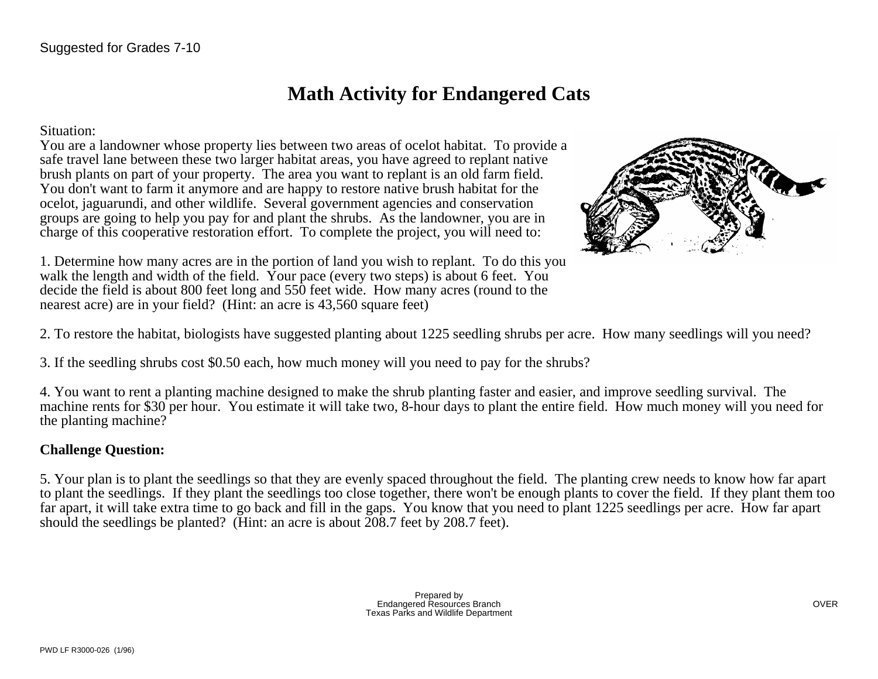Suggested for Grades 7-10

# Math Activity for Endangered Cats

Situation:
You are a landowner whose property lies between two areas of ocelot habitat. To provide a safe travel lane between these two larger habitat areas, you have agreed to replant native brush plants on part of your property. The area you want to replant is an old farm field. You don't want to farm it anymore and are happy to restore native brush habitat for the ocelot, jaguarundi, and other wildlife. Several government agencies and conservation groups are going to help you pay for and plant the shrubs. As the landowner, you are in charge of this cooperative restoration effort. To complete the project, you will need to:

1. Determine how many acres are in the portion of land you wish to replant. To do this you walk the length and width of the field. Your pace (every two steps) is about 6 feet. You decide the field is about 800 feet long and 550 feet wide. How many acres (round to the nearest acre) are in your field? (Hint: an acre is 43,560 square feet)

2. To restore the habitat, biologists have suggested planting about 1225 seedling shrubs per acre. How many seedlings will you need?

3. If the seedling shrubs cost $0.50 each, how much money will you need to pay for the shrubs?

4. You want to rent a planting machine designed to make the shrub planting faster and easier, and improve seedling survival. The machine rents for $30 per hour. You estimate it will take two, 8-hour days to plant the entire field. How much money will you need for the planting machine?

**Challenge Question:**

5. Your plan is to plant the seedlings so that they are evenly spaced throughout the field. The planting crew needs to know how far apart to plant the seedlings. If they plant the seedlings too close together, there won't be enough plants to cover the field. If they plant them too far apart, it will take extra time to go back and fill in the gaps. You know that you need to plant 1225 seedlings per acre. How far apart should the seedlings be planted? (Hint: an acre is about 208.7 feet by 208.7 feet).

Prepared by
Endangered Resources Branch
Texas Parks and Wildlife Department

OVER

PWD LF R3000-026 (1/96)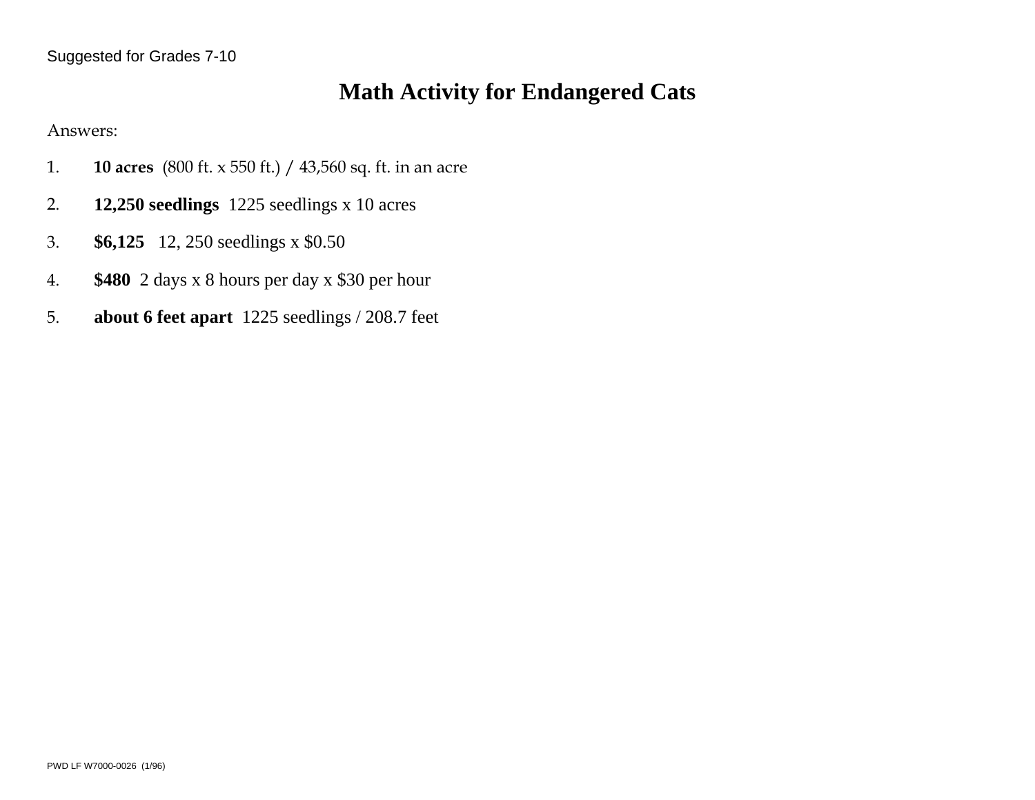Suggested for Grades 7-10

# Math Activity for Endangered Cats

Answers:

1. **10 acres** (800 ft. x 550 ft.) / 43,560 sq. ft. in an acre
2. **12,250 seedlings** 1225 seedlings x 10 acres
3. **$6,125** 12, 250 seedlings x $0.50
4. **$480** 2 days x 8 hours per day x $30 per hour
5. **about 6 feet apart** 1225 seedlings / 208.7 feet

PWD LF W7000-0026 (1/96)